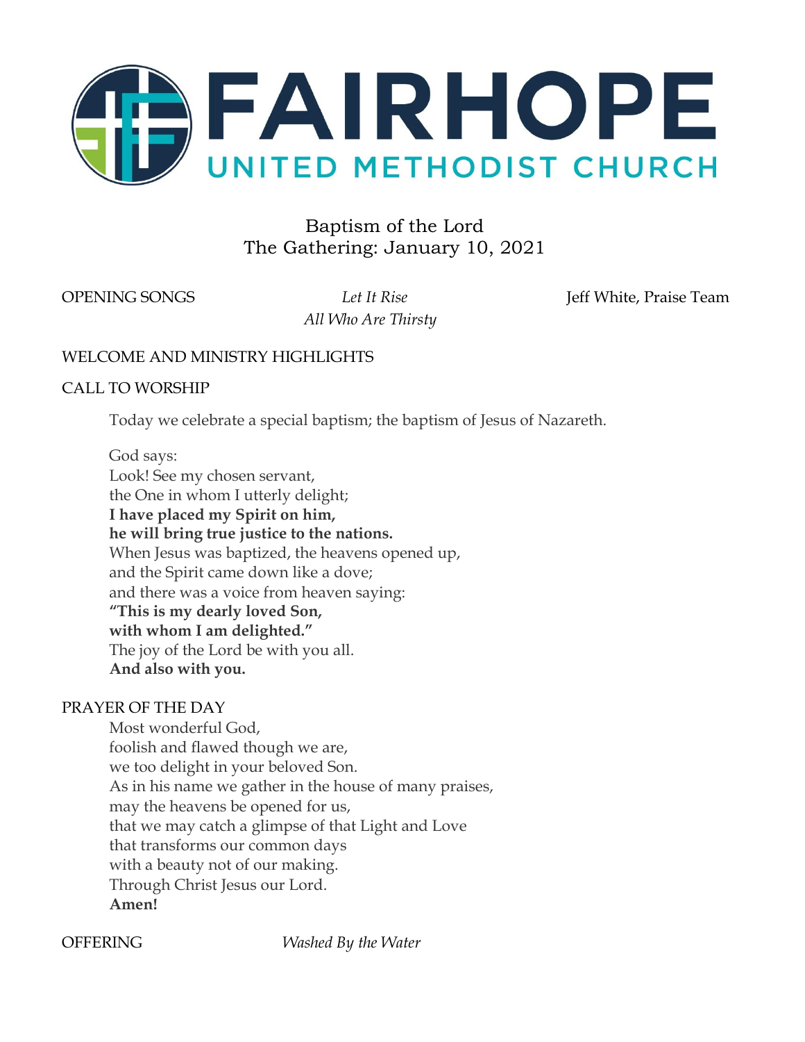# FAIRHOPE

## UNITED METHODIST CHURCH

Baptism of the Lord
The Gathering: January 10, 2021

OPENING SONGS *Let It Rise* Jeff White, Praise Team
*All Who Are Thirsty*

WELCOME AND MINISTRY HIGHLIGHTS

CALL TO WORSHIP

Today we celebrate a special baptism; the baptism of Jesus of Nazareth.

God says:
Look! See my chosen servant,
the One in whom I utterly delight;
**I have placed my Spirit on him,**
**he will bring true justice to the nations.**
When Jesus was baptized, the heavens opened up,
and the Spirit came down like a dove;
and there was a voice from heaven saying:
**"This is my dearly loved Son,**
**with whom I am delighted."**
The joy of the Lord be with you all.
**And also with you.**

PRAYER OF THE DAY

Most wonderful God,
foolish and flawed though we are,
we too delight in your beloved Son.
As in his name we gather in the house of many praises,
may the heavens be opened for us,
that we may catch a glimpse of that Light and Love
that transforms our common days
with a beauty not of our making.
Through Christ Jesus our Lord.
**Amen!**

OFFERING *Washed By the Water*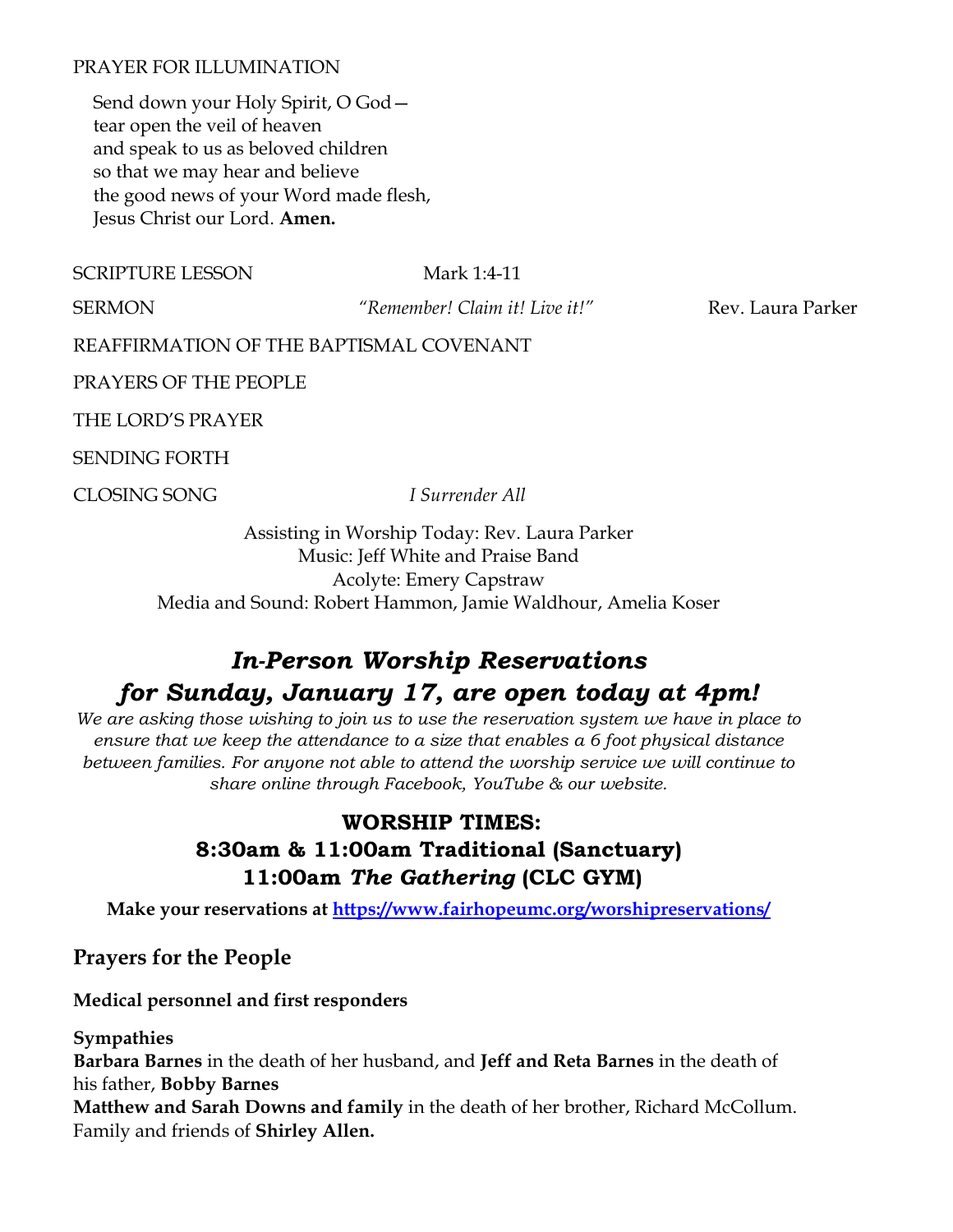PRAYER FOR ILLUMINATION

Send down your Holy Spirit, O God—
tear open the veil of heaven
and speak to us as beloved children
so that we may hear and believe
the good news of your Word made flesh,
Jesus Christ our Lord. **Amen.**

SCRIPTURE LESSON Mark 1:4-11

SERMON *"Remember! Claim it! Live it!"* Rev. Laura Parker

REAFFIRMATION OF THE BAPTISMAL COVENANT

PRAYERS OF THE PEOPLE

THE LORD'S PRAYER

SENDING FORTH

CLOSING SONG *I Surrender All*

Assisting in Worship Today: Rev. Laura Parker
Music: Jeff White and Praise Band
Acolyte: Emery Capstraw
Media and Sound: Robert Hammon, Jamie Waldhour, Amelia Koser

## *In-Person Worship Reservations for Sunday, January 17, are open today at 4pm!*

*We are asking those wishing to join us to use the reservation system we have in place to ensure that we keep the attendance to a size that enables a 6 foot physical distance between families. For anyone not able to attend the worship service we will continue to share online through Facebook, YouTube & our website.*

**WORSHIP TIMES:**
**8:30am & 11:00am Traditional (Sanctuary)**
**11:00am *The Gathering* (CLC GYM)**

**Make your reservations at https://www.fairhopeumc.org/worshipreservations/**

## Prayers for the People

**Medical personnel and first responders**

**Sympathies**
**Barbara Barnes** in the death of her husband, and **Jeff and Reta Barnes** in the death of his father, **Bobby Barnes**
**Matthew and Sarah Downs and family** in the death of her brother, Richard McCollum.
Family and friends of **Shirley Allen.**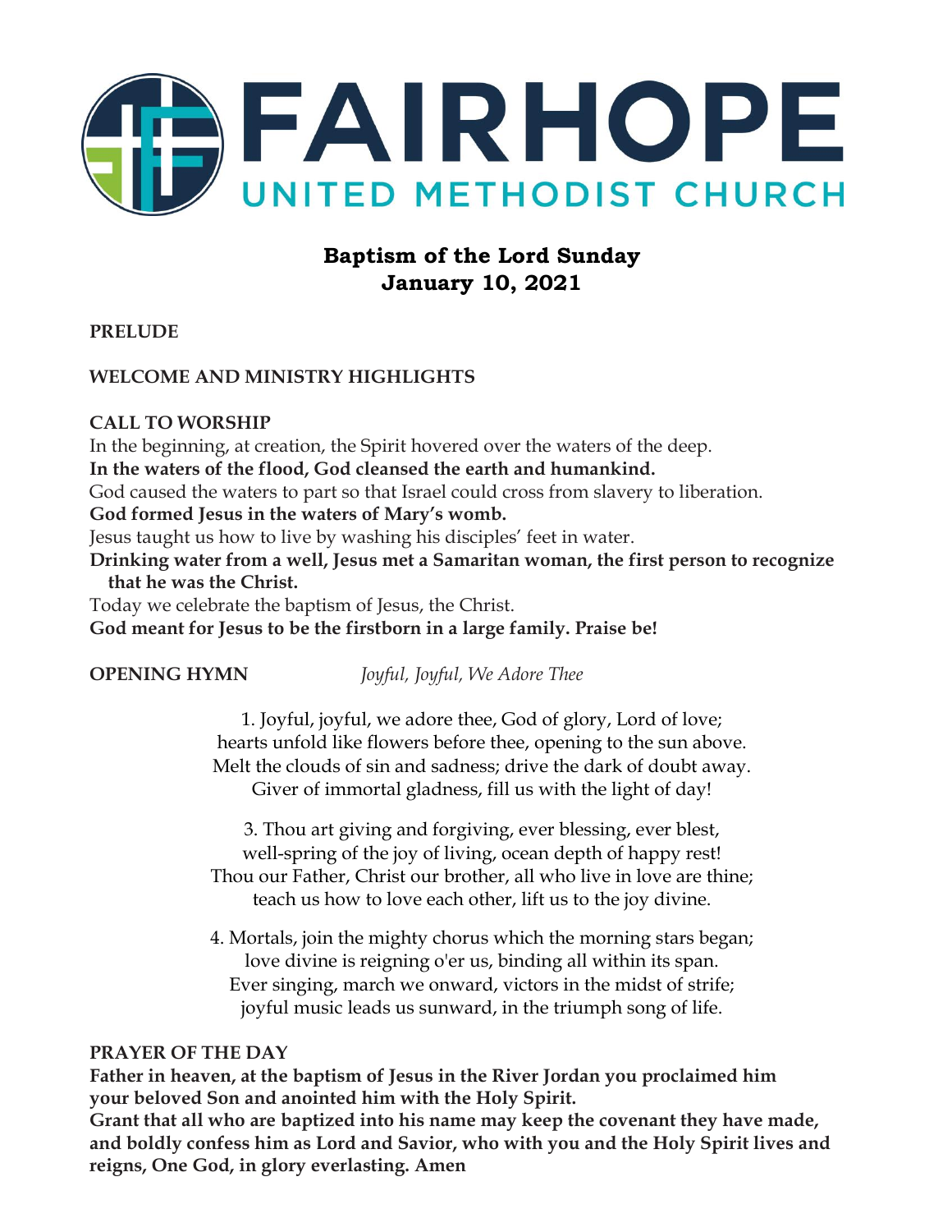# FAIRHOPE
## UNITED METHODIST CHURCH

## Baptism of the Lord Sunday
## January 10, 2021

**PRELUDE**

**WELCOME AND MINISTRY HIGHLIGHTS**

**CALL TO WORSHIP**

In the beginning, at creation, the Spirit hovered over the waters of the deep.
**In the waters of the flood, God cleansed the earth and humankind.**
God caused the waters to part so that Israel could cross from slavery to liberation.
**God formed Jesus in the waters of Mary's womb.**
Jesus taught us how to live by washing his disciples' feet in water.
**Drinking water from a well, Jesus met a Samaritan woman, the first person to recognize that he was the Christ.**
Today we celebrate the baptism of Jesus, the Christ.
**God meant for Jesus to be the firstborn in a large family. Praise be!**

**OPENING HYMN** *Joyful, Joyful, We Adore Thee*

1. Joyful, joyful, we adore thee, God of glory, Lord of love;
hearts unfold like flowers before thee, opening to the sun above.
Melt the clouds of sin and sadness; drive the dark of doubt away.
Giver of immortal gladness, fill us with the light of day!

3. Thou art giving and forgiving, ever blessing, ever blest,
well-spring of the joy of living, ocean depth of happy rest!
Thou our Father, Christ our brother, all who live in love are thine;
teach us how to love each other, lift us to the joy divine.

4. Mortals, join the mighty chorus which the morning stars began;
love divine is reigning o'er us, binding all within its span.
Ever singing, march we onward, victors in the midst of strife;
joyful music leads us sunward, in the triumph song of life.

**PRAYER OF THE DAY**

**Father in heaven, at the baptism of Jesus in the River Jordan you proclaimed him your beloved Son and anointed him with the Holy Spirit.**
**Grant that all who are baptized into his name may keep the covenant they have made, and boldly confess him as Lord and Savior, who with you and the Holy Spirit lives and reigns, One God, in glory everlasting. Amen**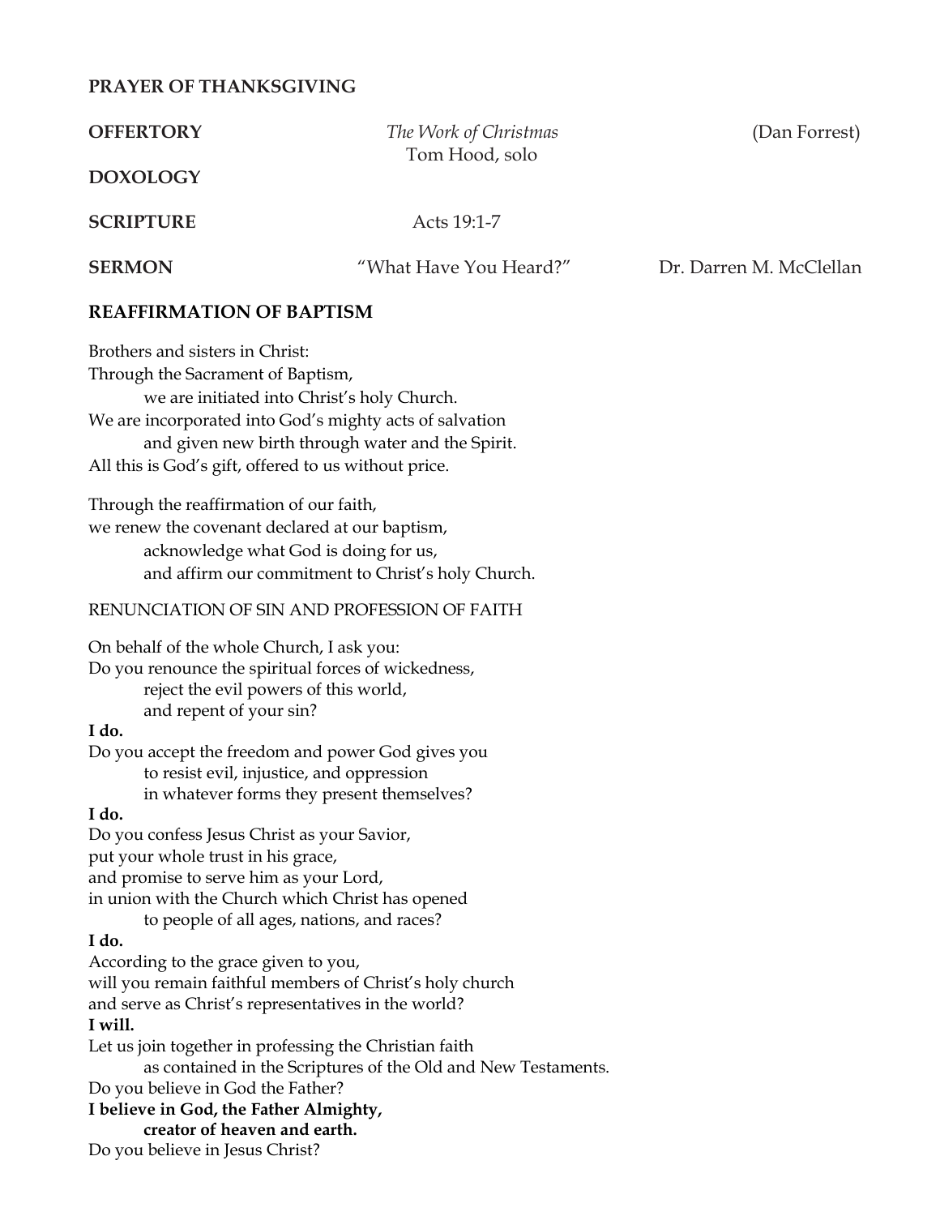**PRAYER OF THANKSGIVING**

**OFFERTORY** *The Work of Christmas* (Dan Forrest)
Tom Hood, solo

**DOXOLOGY**

**SCRIPTURE** Acts 19:1-7

**SERMON** "What Have You Heard?" Dr. Darren M. McClellan

**REAFFIRMATION OF BAPTISM**

Brothers and sisters in Christ:
Through the Sacrament of Baptism,
we are initiated into Christ's holy Church.
We are incorporated into God's mighty acts of salvation
and given new birth through water and the Spirit.
All this is God's gift, offered to us without price.

Through the reaffirmation of our faith,
we renew the covenant declared at our baptism,
acknowledge what God is doing for us,
and affirm our commitment to Christ's holy Church.

RENUNCIATION OF SIN AND PROFESSION OF FAITH

On behalf of the whole Church, I ask you:
Do you renounce the spiritual forces of wickedness,
reject the evil powers of this world,
and repent of your sin?
**I do.**
Do you accept the freedom and power God gives you
to resist evil, injustice, and oppression
in whatever forms they present themselves?
**I do.**
Do you confess Jesus Christ as your Savior,
put your whole trust in his grace,
and promise to serve him as your Lord,
in union with the Church which Christ has opened
to people of all ages, nations, and races?
**I do.**
According to the grace given to you,
will you remain faithful members of Christ's holy church
and serve as Christ's representatives in the world?
**I will.**
Let us join together in professing the Christian faith
as contained in the Scriptures of the Old and New Testaments.
Do you believe in God the Father?
**I believe in God, the Father Almighty,**
**creator of heaven and earth.**
Do you believe in Jesus Christ?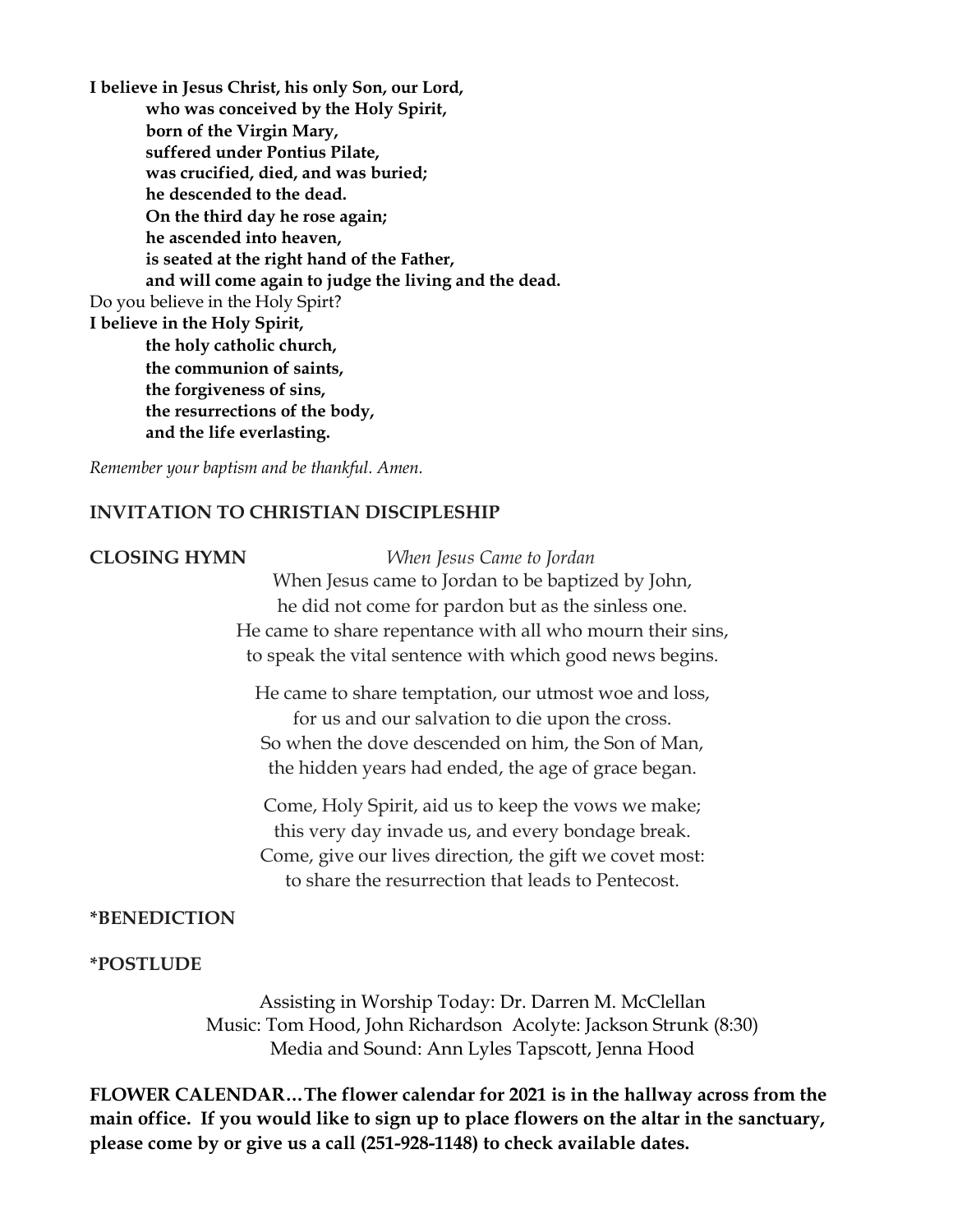**I believe in Jesus Christ, his only Son, our Lord,**
**who was conceived by the Holy Spirit,**
**born of the Virgin Mary,**
**suffered under Pontius Pilate,**
**was crucified, died, and was buried;**
**he descended to the dead.**
**On the third day he rose again;**
**he ascended into heaven,**
**is seated at the right hand of the Father,**
**and will come again to judge the living and the dead.**

Do you believe in the Holy Spirt?

**I believe in the Holy Spirit,**
**the holy catholic church,**
**the communion of saints,**
**the forgiveness of sins,**
**the resurrections of the body,**
**and the life everlasting.**

*Remember your baptism and be thankful. Amen.*

**INVITATION TO CHRISTIAN DISCIPLESHIP**

**CLOSING HYMN** *When Jesus Came to Jordan*

When Jesus came to Jordan to be baptized by John,
he did not come for pardon but as the sinless one.
He came to share repentance with all who mourn their sins,
to speak the vital sentence with which good news begins.

He came to share temptation, our utmost woe and loss,
for us and our salvation to die upon the cross.
So when the dove descended on him, the Son of Man,
the hidden years had ended, the age of grace began.

Come, Holy Spirit, aid us to keep the vows we make;
this very day invade us, and every bondage break.
Come, give our lives direction, the gift we covet most:
to share the resurrection that leads to Pentecost.

**\*BENEDICTION**

**\*POSTLUDE**

Assisting in Worship Today: Dr. Darren M. McClellan
Music: Tom Hood, John Richardson Acolyte: Jackson Strunk (8:30)
Media and Sound: Ann Lyles Tapscott, Jenna Hood

**FLOWER CALENDAR…The flower calendar for 2021 is in the hallway across from the main office. If you would like to sign up to place flowers on the altar in the sanctuary, please come by or give us a call (251-928-1148) to check available dates.**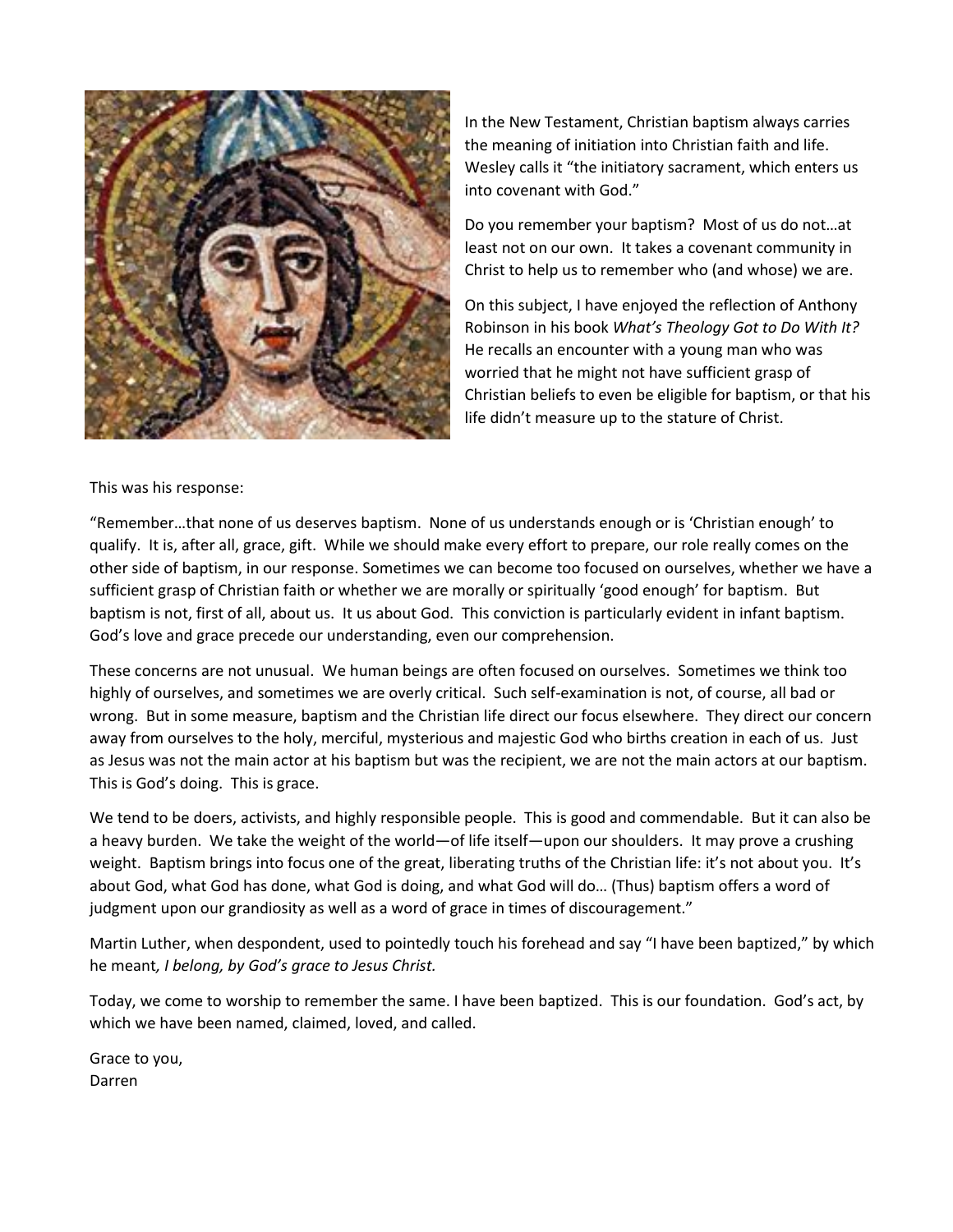In the New Testament, Christian baptism always carries the meaning of initiation into Christian faith and life. Wesley calls it "the initiatory sacrament, which enters us into covenant with God."

Do you remember your baptism? Most of us do not…at least not on our own. It takes a covenant community in Christ to help us to remember who (and whose) we are.

On this subject, I have enjoyed the reflection of Anthony Robinson in his book *What's Theology Got to Do With It?* He recalls an encounter with a young man who was worried that he might not have sufficient grasp of Christian beliefs to even be eligible for baptism, or that his life didn't measure up to the stature of Christ.

This was his response:

"Remember…that none of us deserves baptism. None of us understands enough or is 'Christian enough' to qualify. It is, after all, grace, gift. While we should make every effort to prepare, our role really comes on the other side of baptism, in our response. Sometimes we can become too focused on ourselves, whether we have a sufficient grasp of Christian faith or whether we are morally or spiritually 'good enough' for baptism. But baptism is not, first of all, about us. It us about God. This conviction is particularly evident in infant baptism. God's love and grace precede our understanding, even our comprehension.

These concerns are not unusual. We human beings are often focused on ourselves. Sometimes we think too highly of ourselves, and sometimes we are overly critical. Such self-examination is not, of course, all bad or wrong. But in some measure, baptism and the Christian life direct our focus elsewhere. They direct our concern away from ourselves to the holy, merciful, mysterious and majestic God who births creation in each of us. Just as Jesus was not the main actor at his baptism but was the recipient, we are not the main actors at our baptism. This is God's doing. This is grace.

We tend to be doers, activists, and highly responsible people. This is good and commendable. But it can also be a heavy burden. We take the weight of the world—of life itself—upon our shoulders. It may prove a crushing weight. Baptism brings into focus one of the great, liberating truths of the Christian life: it's not about you. It's about God, what God has done, what God is doing, and what God will do… (Thus) baptism offers a word of judgment upon our grandiosity as well as a word of grace in times of discouragement."

Martin Luther, when despondent, used to pointedly touch his forehead and say "I have been baptized," by which he meant*, I belong, by God's grace to Jesus Christ.*

Today, we come to worship to remember the same. I have been baptized. This is our foundation. God's act, by which we have been named, claimed, loved, and called.

Grace to you,
Darren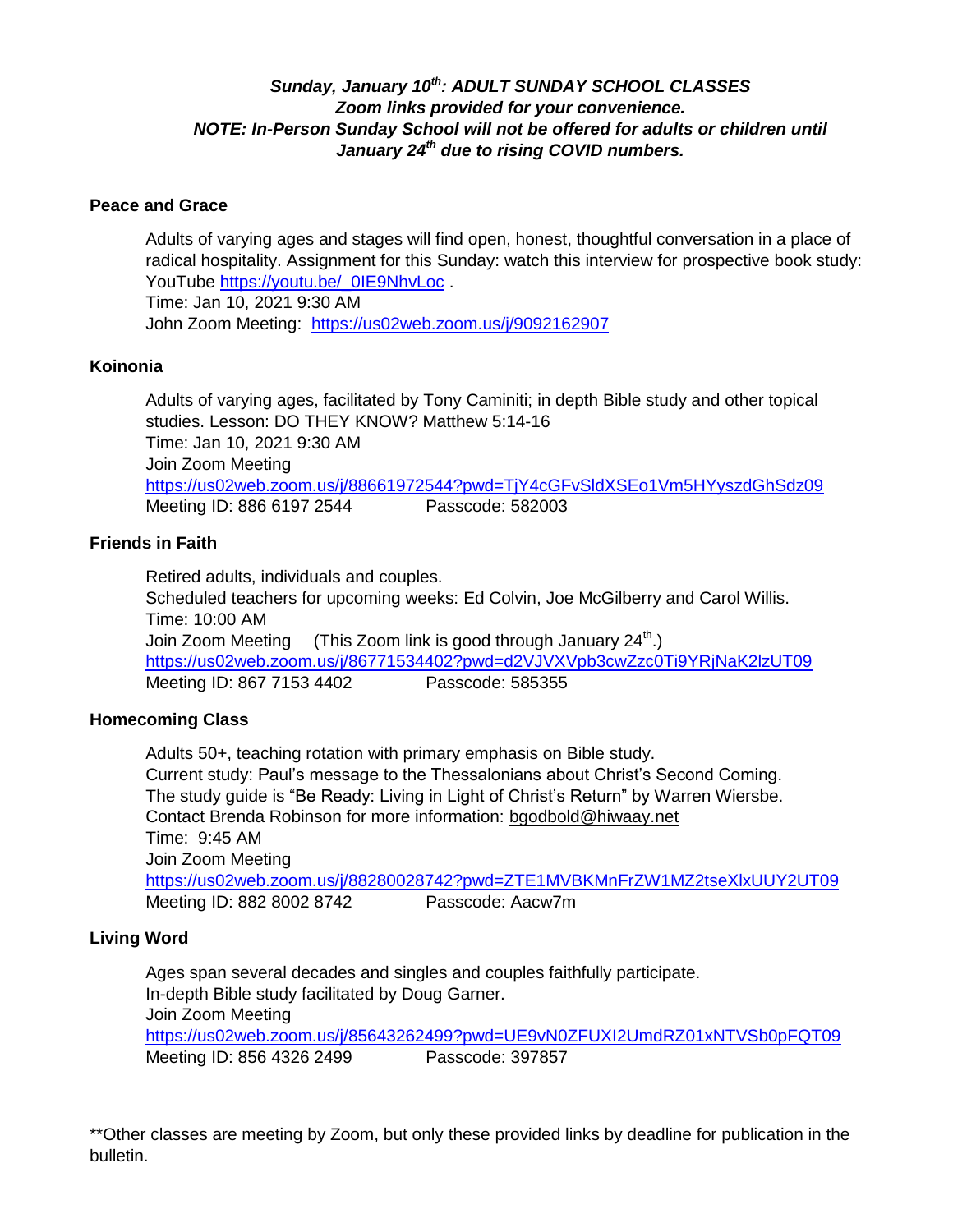***Sunday, January 10th: ADULT SUNDAY SCHOOL CLASSES***
***Zoom links provided for your convenience.***
***NOTE: In-Person Sunday School will not be offered for adults or children until January 24th due to rising COVID numbers.***

**Peace and Grace**

Adults of varying ages and stages will find open, honest, thoughtful conversation in a place of radical hospitality. Assignment for this Sunday: watch this interview for prospective book study: YouTube https://youtu.be/_0IE9NhvLoc .
Time: Jan 10, 2021 9:30 AM
John Zoom Meeting: https://us02web.zoom.us/j/9092162907

**Koinonia**

Adults of varying ages, facilitated by Tony Caminiti; in depth Bible study and other topical studies. Lesson: DO THEY KNOW? Matthew 5:14-16
Time: Jan 10, 2021 9:30 AM
Join Zoom Meeting
https://us02web.zoom.us/j/88661972544?pwd=TjY4cGFvSldXSEo1Vm5HYyszdGhSdz09
Meeting ID: 886 6197 2544 Passcode: 582003

**Friends in Faith**

Retired adults, individuals and couples.
Scheduled teachers for upcoming weeks: Ed Colvin, Joe McGilberry and Carol Willis.
Time: 10:00 AM
Join Zoom Meeting (This Zoom link is good through January 24th.)
https://us02web.zoom.us/j/86771534402?pwd=d2VJVXVpb3cwZzc0Ti9YRjNaK2lzUT09
Meeting ID: 867 7153 4402 Passcode: 585355

**Homecoming Class**

Adults 50+, teaching rotation with primary emphasis on Bible study.
Current study: Paul's message to the Thessalonians about Christ's Second Coming.
The study guide is "Be Ready: Living in Light of Christ's Return" by Warren Wiersbe.
Contact Brenda Robinson for more information: bgodbold@hiwaay.net
Time: 9:45 AM
Join Zoom Meeting
https://us02web.zoom.us/j/88280028742?pwd=ZTE1MVBKMnFrZW1MZ2tseXlxUUY2UT09
Meeting ID: 882 8002 8742 Passcode: Aacw7m

**Living Word**

Ages span several decades and singles and couples faithfully participate.
In-depth Bible study facilitated by Doug Garner.
Join Zoom Meeting
https://us02web.zoom.us/j/85643262499?pwd=UE9vN0ZFUXI2UmdRZ01xNTVSb0pFQT09
Meeting ID: 856 4326 2499 Passcode: 397857

**Other classes are meeting by Zoom, but only these provided links by deadline for publication in the bulletin.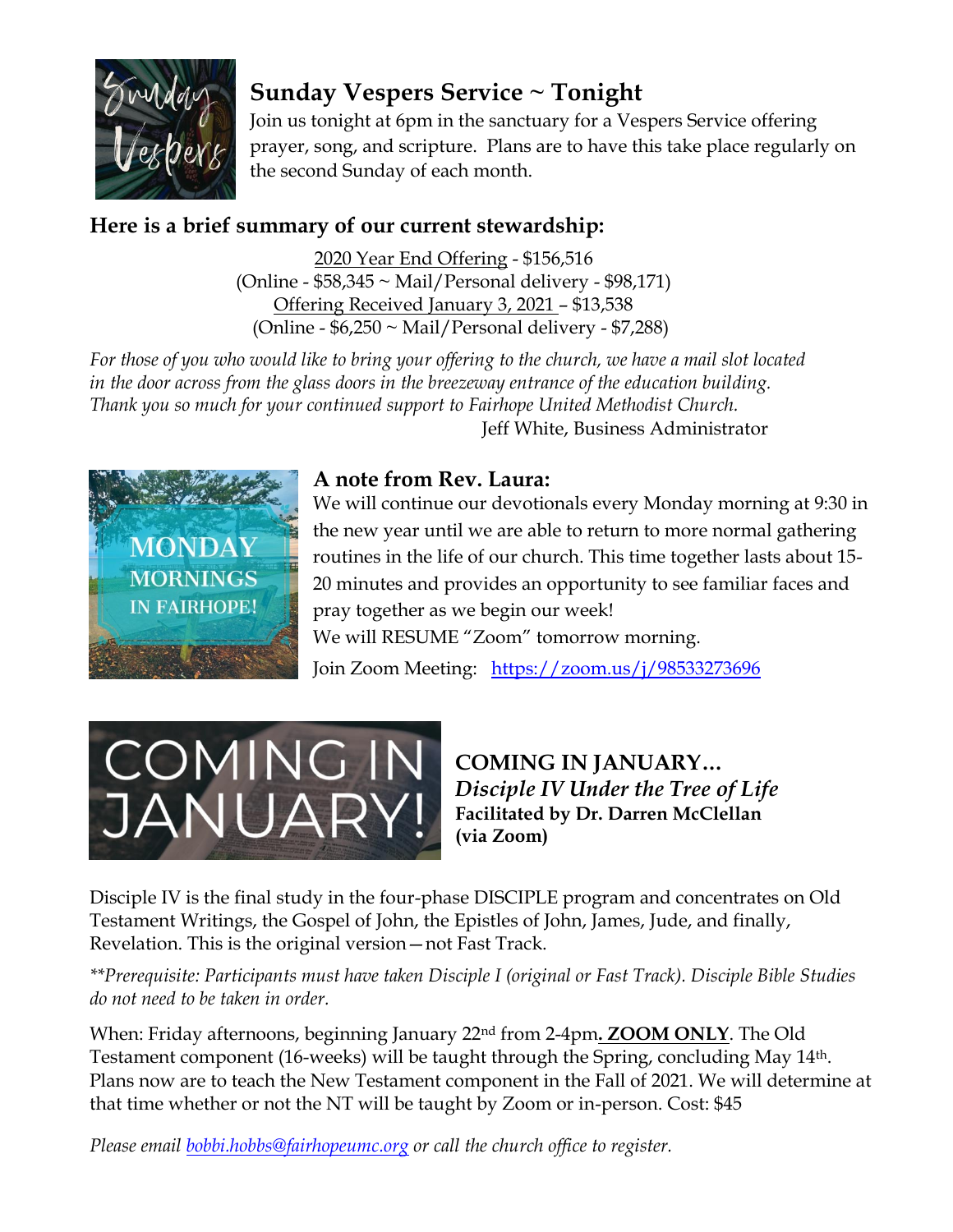## Sunday Vespers Service ~ Tonight

Join us tonight at 6pm in the sanctuary for a Vespers Service offering prayer, song, and scripture. Plans are to have this take place regularly on the second Sunday of each month.

### Here is a brief summary of our current stewardship:

2020 Year End Offering - $156,516
(Online - $58,345 ~ Mail/Personal delivery - $98,171)
Offering Received January 3, 2021 – $13,538
(Online - $6,250 ~ Mail/Personal delivery - $7,288)

*For those of you who would like to bring your offering to the church, we have a mail slot located in the door across from the glass doors in the breezeway entrance of the education building. Thank you so much for your continued support to Fairhope United Methodist Church.*

Jeff White, Business Administrator

### A note from Rev. Laura:

We will continue our devotionals every Monday morning at 9:30 in the new year until we are able to return to more normal gathering routines in the life of our church. This time together lasts about 15-20 minutes and provides an opportunity to see familiar faces and pray together as we begin our week!

We will RESUME "Zoom" tomorrow morning.

Join Zoom Meeting: https://zoom.us/j/98533273696

### COMING IN JANUARY…

***Disciple IV Under the Tree of Life***
**Facilitated by Dr. Darren McClellan**
**(via Zoom)**

Disciple IV is the final study in the four-phase DISCIPLE program and concentrates on Old Testament Writings, the Gospel of John, the Epistles of John, James, Jude, and finally, Revelation. This is the original version—not Fast Track.

*\*\*Prerequisite: Participants must have taken Disciple I (original or Fast Track). Disciple Bible Studies do not need to be taken in order.*

When: Friday afternoons, beginning January 22nd from 2-4pm**. ZOOM ONLY**. The Old Testament component (16-weeks) will be taught through the Spring, concluding May 14th. Plans now are to teach the New Testament component in the Fall of 2021. We will determine at that time whether or not the NT will be taught by Zoom or in-person. Cost: $45

*Please email bobbi.hobbs@fairhopeumc.org or call the church office to register.*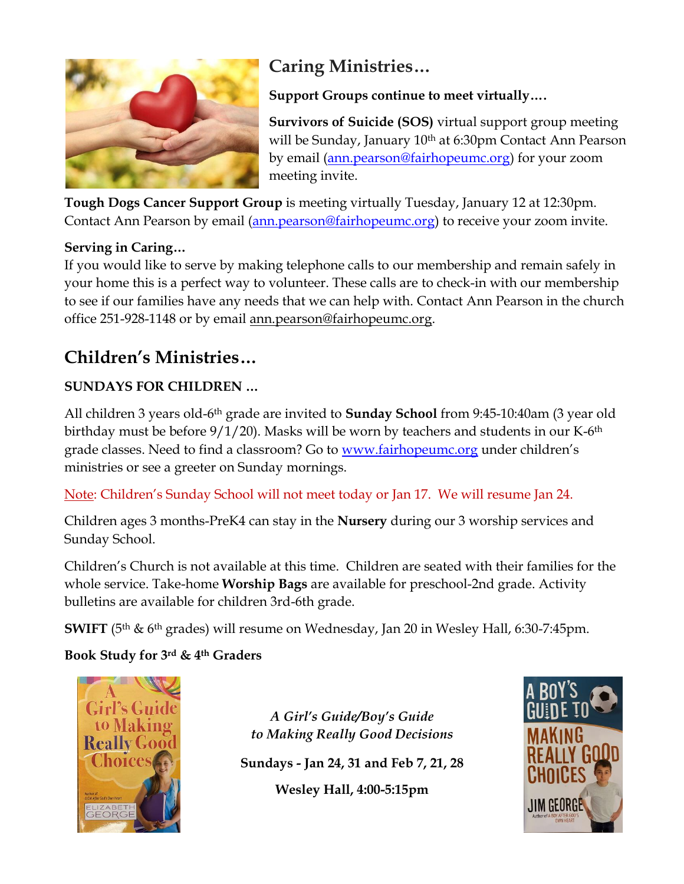## Caring Ministries…

**Support Groups continue to meet virtually….**

**Survivors of Suicide (SOS)** virtual support group meeting will be Sunday, January 10th at 6:30pm Contact Ann Pearson by email (ann.pearson@fairhopeumc.org) for your zoom meeting invite.

**Tough Dogs Cancer Support Group** is meeting virtually Tuesday, January 12 at 12:30pm. Contact Ann Pearson by email (ann.pearson@fairhopeumc.org) to receive your zoom invite.

**Serving in Caring…**

If you would like to serve by making telephone calls to our membership and remain safely in your home this is a perfect way to volunteer. These calls are to check-in with our membership to see if our families have any needs that we can help with. Contact Ann Pearson in the church office 251-928-1148 or by email ann.pearson@fairhopeumc.org.

## Children's Ministries…

**SUNDAYS FOR CHILDREN …**

All children 3 years old-6th grade are invited to **Sunday School** from 9:45-10:40am (3 year old birthday must be before 9/1/20). Masks will be worn by teachers and students in our K-6th grade classes. Need to find a classroom? Go to www.fairhopeumc.org under children's ministries or see a greeter on Sunday mornings.

Note: Children's Sunday School will not meet today or Jan 17. We will resume Jan 24.

Children ages 3 months-PreK4 can stay in the **Nursery** during our 3 worship services and Sunday School.

Children's Church is not available at this time. Children are seated with their families for the whole service. Take-home **Worship Bags** are available for preschool-2nd grade. Activity bulletins are available for children 3rd-6th grade.

**SWIFT** (5th & 6th grades) will resume on Wednesday, Jan 20 in Wesley Hall, 6:30-7:45pm.

**Book Study for 3rd & 4th Graders**

*A Girl's Guide/Boy's Guide to Making Really Good Decisions*

**Sundays - Jan 24, 31 and Feb 7, 21, 28**

**Wesley Hall, 4:00-5:15pm**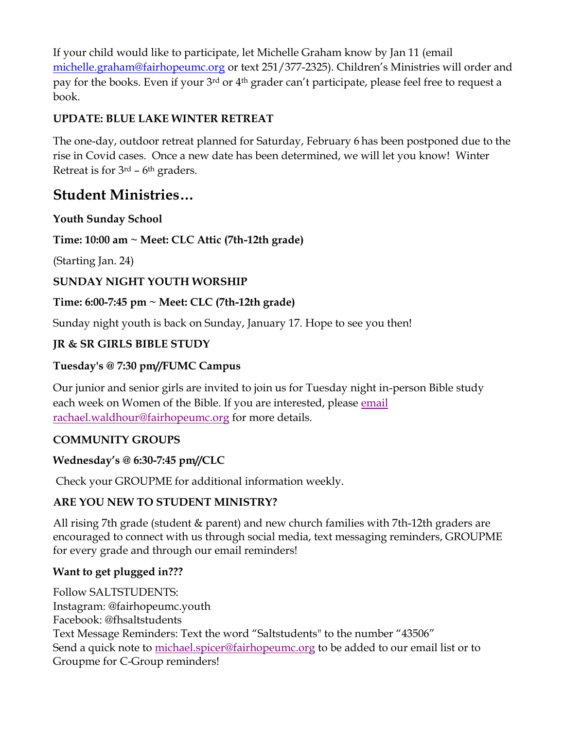If your child would like to participate, let Michelle Graham know by Jan 11 (email michelle.graham@fairhopeumc.org or text 251/377-2325). Children's Ministries will order and pay for the books. Even if your 3rd or 4th grader can't participate, please feel free to request a book.

**UPDATE: BLUE LAKE WINTER RETREAT**

The one-day, outdoor retreat planned for Saturday, February 6 has been postponed due to the rise in Covid cases. Once a new date has been determined, we will let you know! Winter Retreat is for 3rd – 6th graders.

# Student Ministries…

**Youth Sunday School**

**Time: 10:00 am ~ Meet: CLC Attic (7th-12th grade)**

(Starting Jan. 24)

**SUNDAY NIGHT YOUTH WORSHIP**

**Time: 6:00-7:45 pm ~ Meet: CLC (7th-12th grade)**

Sunday night youth is back on Sunday, January 17. Hope to see you then!

**JR & SR GIRLS BIBLE STUDY**

**Tuesday's @ 7:30 pm//FUMC Campus**

Our junior and senior girls are invited to join us for Tuesday night in-person Bible study each week on Women of the Bible. If you are interested, please email rachael.waldhour@fairhopeumc.org for more details.

**COMMUNITY GROUPS**

**Wednesday's @ 6:30-7:45 pm//CLC**

Check your GROUPME for additional information weekly.

**ARE YOU NEW TO STUDENT MINISTRY?**

All rising 7th grade (student & parent) and new church families with 7th-12th graders are encouraged to connect with us through social media, text messaging reminders, GROUPME for every grade and through our email reminders!

**Want to get plugged in???**

Follow SALTSTUDENTS:
Instagram: @fairhopeumc.youth
Facebook: @fhsaltstudents
Text Message Reminders: Text the word "Saltstudents" to the number "43506"
Send a quick note to michael.spicer@fairhopeumc.org to be added to our email list or to Groupme for C-Group reminders!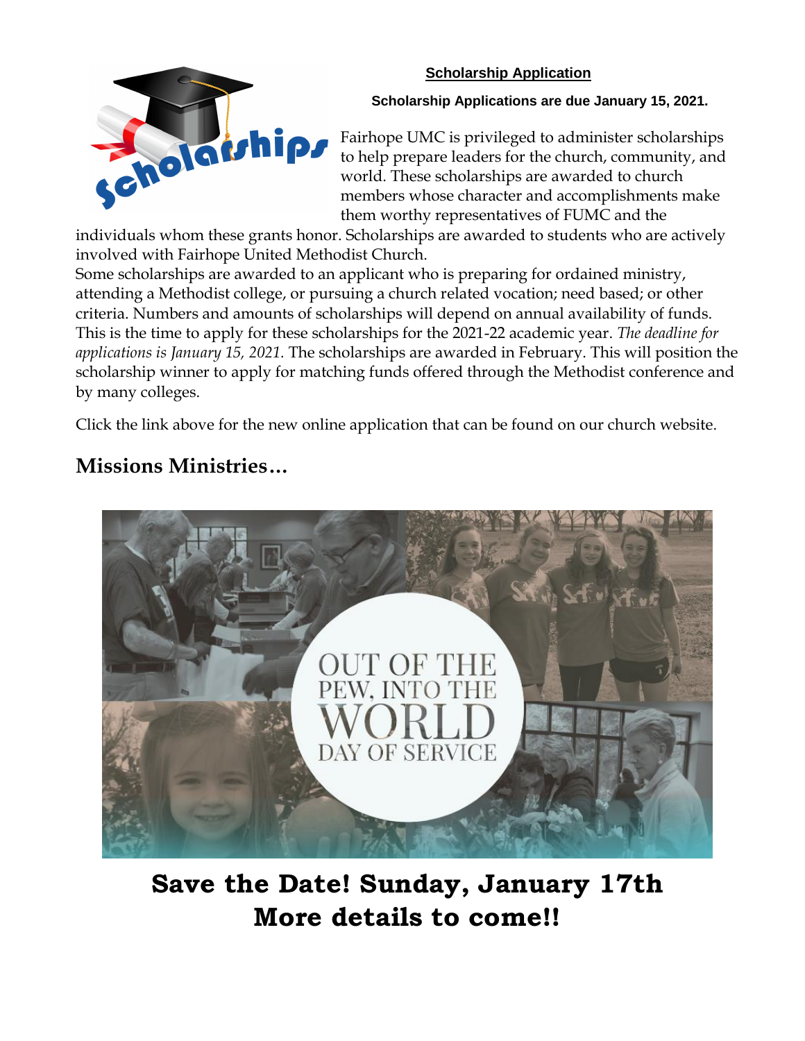## Scholarship Application

**Scholarship Applications are due January 15, 2021.**

Fairhope UMC is privileged to administer scholarships to help prepare leaders for the church, community, and world. These scholarships are awarded to church members whose character and accomplishments make them worthy representatives of FUMC and the individuals whom these grants honor. Scholarships are awarded to students who are actively involved with Fairhope United Methodist Church.

Some scholarships are awarded to an applicant who is preparing for ordained ministry, attending a Methodist college, or pursuing a church related vocation; need based; or other criteria. Numbers and amounts of scholarships will depend on annual availability of funds. This is the time to apply for these scholarships for the 2021-22 academic year. *The deadline for applications is January 15, 2021.* The scholarships are awarded in February. This will position the scholarship winner to apply for matching funds offered through the Methodist conference and by many colleges.

Click the link above for the new online application that can be found on our church website.

## Missions Ministries…

OUT OF THE PEW, INTO THE WORLD DAY OF SERVICE

**Save the Date! Sunday, January 17th**
**More details to come!!**